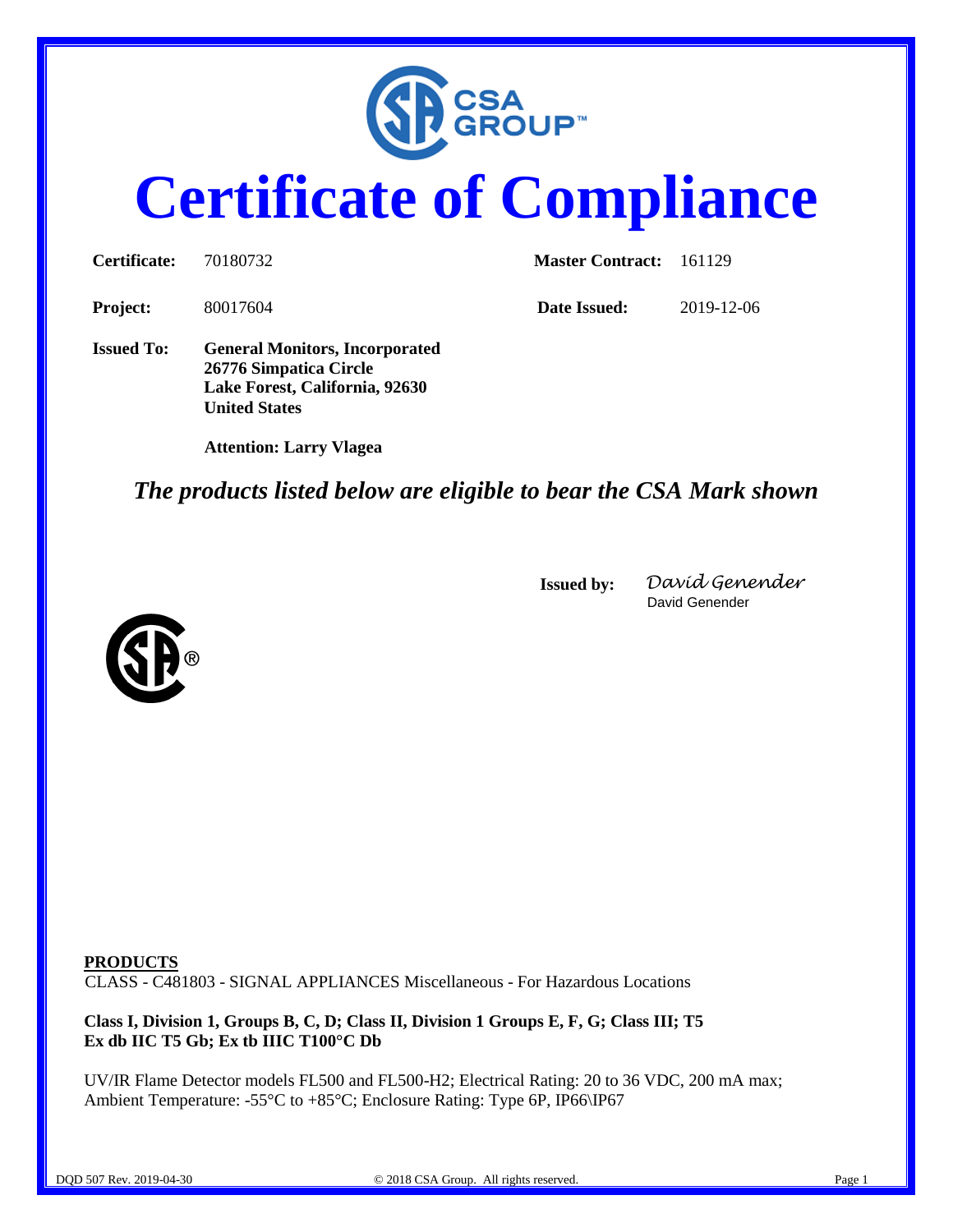CSA GROUP™

# Certificate of Compliance

| | | | |
|---|---|---|---|
| **Certificate:** | 70180732 | **Master Contract:** | 161129 |
| **Project:** | 80017604 | **Date Issued:** | 2019-12-06 |

**Issued To:** **General Monitors, Incorporated**
**26776 Simpatica Circle**
**Lake Forest, California, 92630**
**United States**

**Attention: Larry Vlagea**

***The products listed below are eligible to bear the CSA Mark shown***

**Issued by:** *David Genender*
David Genender

**PRODUCTS**

CLASS - C481803 - SIGNAL APPLIANCES Miscellaneous - For Hazardous Locations

**Class I, Division 1, Groups B, C, D; Class II, Division 1 Groups E, F, G; Class III; T5**
**Ex db IIC T5 Gb; Ex tb IIIC T100°C Db**

UV/IR Flame Detector models FL500 and FL500-H2; Electrical Rating: 20 to 36 VDC, 200 mA max; Ambient Temperature: -55°C to +85°C; Enclosure Rating: Type 6P, IP66\IP67

DQD 507 Rev. 2019-04-30 © 2018 CSA Group. All rights reserved.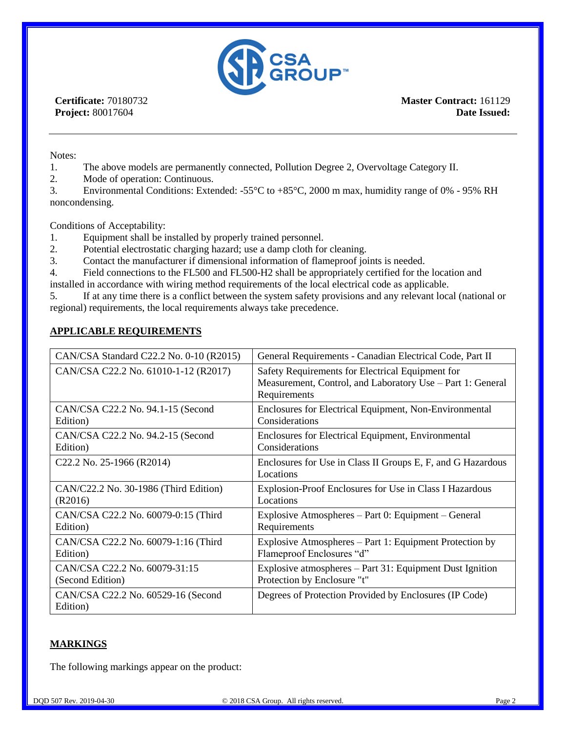**Certificate:** 70180732
**Project:** 80017604

**Master Contract:** 161129
**Date Issued:**

Notes:

1. The above models are permanently connected, Pollution Degree 2, Overvoltage Category II.
2. Mode of operation: Continuous.
3. Environmental Conditions: Extended: -55°C to +85°C, 2000 m max, humidity range of 0% - 95% RH noncondensing.

Conditions of Acceptability:

1. Equipment shall be installed by properly trained personnel.
2. Potential electrostatic charging hazard; use a damp cloth for cleaning.
3. Contact the manufacturer if dimensional information of flameproof joints is needed.
4. Field connections to the FL500 and FL500-H2 shall be appropriately certified for the location and installed in accordance with wiring method requirements of the local electrical code as applicable.
5. If at any time there is a conflict between the system safety provisions and any relevant local (national or regional) requirements, the local requirements always take precedence.

## APPLICABLE REQUIREMENTS

| | |
|---|---|
| CAN/CSA Standard C22.2 No. 0-10 (R2015) | General Requirements - Canadian Electrical Code, Part II |
| CAN/CSA C22.2 No. 61010-1-12 (R2017) | Safety Requirements for Electrical Equipment for Measurement, Control, and Laboratory Use – Part 1: General Requirements |
| CAN/CSA C22.2 No. 94.1-15 (Second Edition) | Enclosures for Electrical Equipment, Non-Environmental Considerations |
| CAN/CSA C22.2 No. 94.2-15 (Second Edition) | Enclosures for Electrical Equipment, Environmental Considerations |
| C22.2 No. 25-1966 (R2014) | Enclosures for Use in Class II Groups E, F, and G Hazardous Locations |
| CAN/C22.2 No. 30-1986 (Third Edition) (R2016) | Explosion-Proof Enclosures for Use in Class I Hazardous Locations |
| CAN/CSA C22.2 No. 60079-0:15 (Third Edition) | Explosive Atmospheres – Part 0: Equipment – General Requirements |
| CAN/CSA C22.2 No. 60079-1:16 (Third Edition) | Explosive Atmospheres – Part 1: Equipment Protection by Flameproof Enclosures "d" |
| CAN/CSA C22.2 No. 60079-31:15 (Second Edition) | Explosive atmospheres – Part 31: Equipment Dust Ignition Protection by Enclosure "t" |
| CAN/CSA C22.2 No. 60529-16 (Second Edition) | Degrees of Protection Provided by Enclosures (IP Code) |

## MARKINGS

The following markings appear on the product: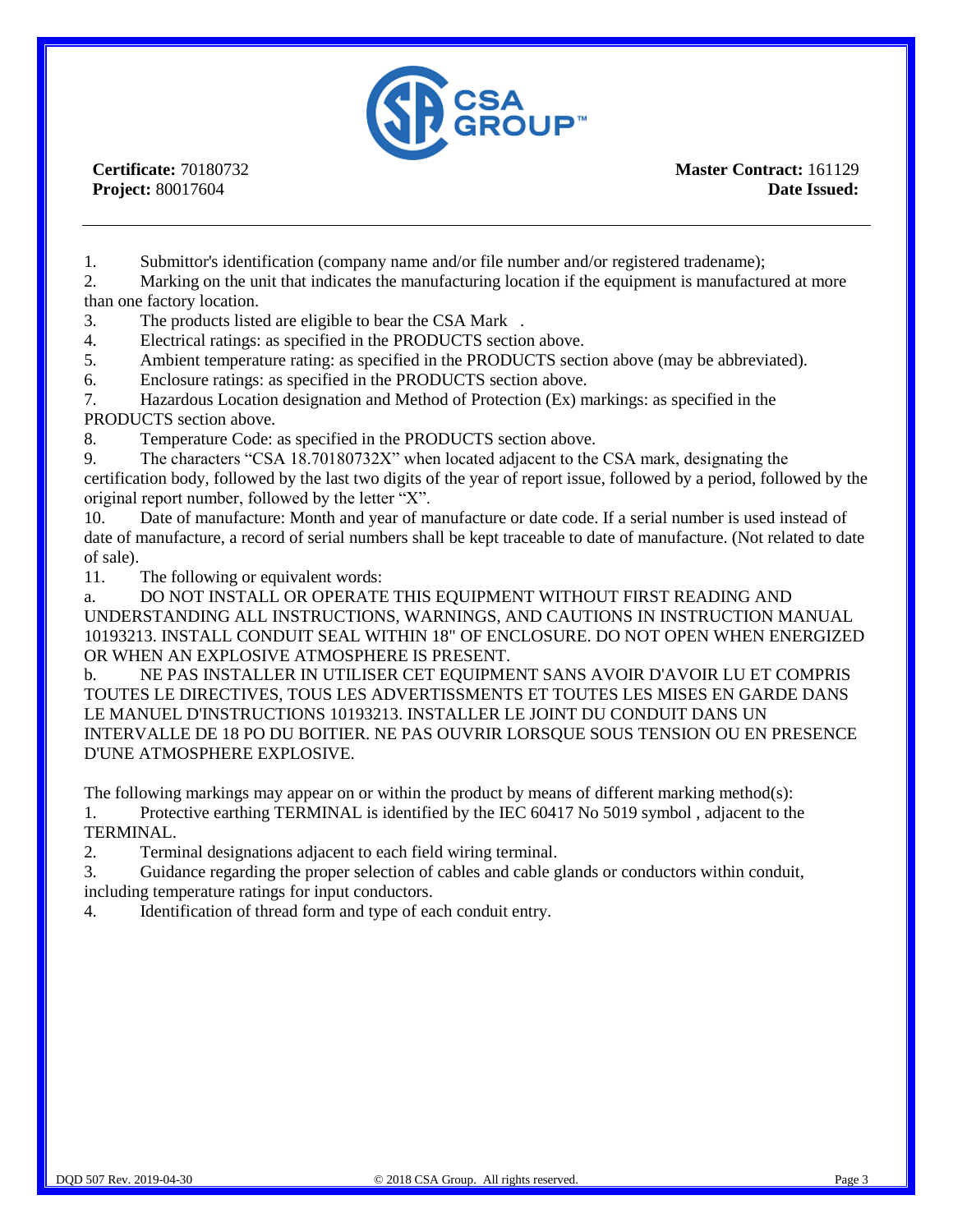**Certificate:** 70180732
**Project:** 80017604

**Master Contract:** 161129
**Date Issued:**

---

1. Submittor's identification (company name and/or file number and/or registered tradename);
2. Marking on the unit that indicates the manufacturing location if the equipment is manufactured at more than one factory location.
3. The products listed are eligible to bear the CSA Mark .
4. Electrical ratings: as specified in the PRODUCTS section above.
5. Ambient temperature rating: as specified in the PRODUCTS section above (may be abbreviated).
6. Enclosure ratings: as specified in the PRODUCTS section above.
7. Hazardous Location designation and Method of Protection (Ex) markings: as specified in the PRODUCTS section above.
8. Temperature Code: as specified in the PRODUCTS section above.
9. The characters "CSA 18.70180732X" when located adjacent to the CSA mark, designating the certification body, followed by the last two digits of the year of report issue, followed by a period, followed by the original report number, followed by the letter "X".
10. Date of manufacture: Month and year of manufacture or date code. If a serial number is used instead of date of manufacture, a record of serial numbers shall be kept traceable to date of manufacture. (Not related to date of sale).
11. The following or equivalent words:

a. DO NOT INSTALL OR OPERATE THIS EQUIPMENT WITHOUT FIRST READING AND UNDERSTANDING ALL INSTRUCTIONS, WARNINGS, AND CAUTIONS IN INSTRUCTION MANUAL 10193213. INSTALL CONDUIT SEAL WITHIN 18" OF ENCLOSURE. DO NOT OPEN WHEN ENERGIZED OR WHEN AN EXPLOSIVE ATMOSPHERE IS PRESENT.

b. NE PAS INSTALLER IN UTILISER CET EQUIPMENT SANS AVOIR D'AVOIR LU ET COMPRIS TOUTES LE DIRECTIVES, TOUS LES ADVERTISSMENTS ET TOUTES LES MISES EN GARDE DANS LE MANUEL D'INSTRUCTIONS 10193213. INSTALLER LE JOINT DU CONDUIT DANS UN INTERVALLE DE 18 PO DU BOITIER. NE PAS OUVRIR LORSQUE SOUS TENSION OU EN PRESENCE D'UNE ATMOSPHERE EXPLOSIVE.

The following markings may appear on or within the product by means of different marking method(s):

1. Protective earthing TERMINAL is identified by the IEC 60417 No 5019 symbol , adjacent to the TERMINAL.
2. Terminal designations adjacent to each field wiring terminal.
3. Guidance regarding the proper selection of cables and cable glands or conductors within conduit, including temperature ratings for input conductors.
4. Identification of thread form and type of each conduit entry.